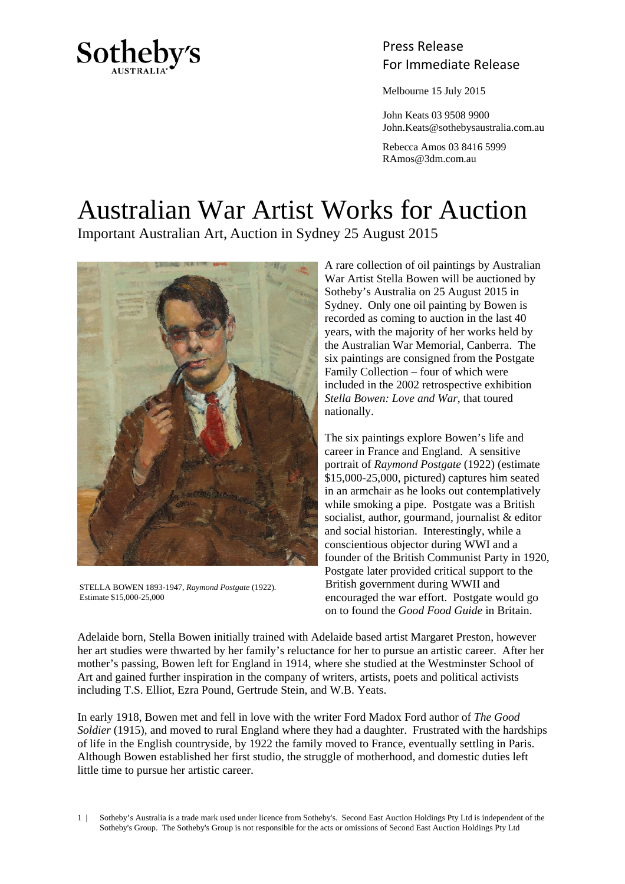Sotheby's AUSTRALIA

Press Release
For Immediate Release

Melbourne 15 July 2015

John Keats 03 9508 9900
John.Keats@sothebysaustralia.com.au

Rebecca Amos 03 8416 5999
RAmos@3dm.com.au

# Australian War Artist Works for Auction

Important Australian Art, Auction in Sydney 25 August 2015

A rare collection of oil paintings by Australian War Artist Stella Bowen will be auctioned by Sotheby's Australia on 25 August 2015 in Sydney. Only one oil painting by Bowen is recorded as coming to auction in the last 40 years, with the majority of her works held by the Australian War Memorial, Canberra. The six paintings are consigned from the Postgate Family Collection – four of which were included in the 2002 retrospective exhibition *Stella Bowen: Love and War*, that toured nationally.

The six paintings explore Bowen's life and career in France and England. A sensitive portrait of *Raymond Postgate* (1922) (estimate $15,000-25,000, pictured) captures him seated in an armchair as he looks out contemplatively while smoking a pipe. Postgate was a British socialist, author, gourmand, journalist & editor and social historian. Interestingly, while a conscientious objector during WWI and a founder of the British Communist Party in 1920, Postgate later provided critical support to the British government during WWII and encouraged the war effort. Postgate would go on to found the *Good Food Guide* in Britain.

STELLA BOWEN 1893-1947, *Raymond Postgate* (1922).
Estimate $15,000-25,000

Adelaide born, Stella Bowen initially trained with Adelaide based artist Margaret Preston, however her art studies were thwarted by her family's reluctance for her to pursue an artistic career. After her mother's passing, Bowen left for England in 1914, where she studied at the Westminster School of Art and gained further inspiration in the company of writers, artists, poets and political activists including T.S. Elliot, Ezra Pound, Gertrude Stein, and W.B. Yeats.

In early 1918, Bowen met and fell in love with the writer Ford Madox Ford author of *The Good Soldier* (1915), and moved to rural England where they had a daughter. Frustrated with the hardships of life in the English countryside, by 1922 the family moved to France, eventually settling in Paris. Although Bowen established her first studio, the struggle of motherhood, and domestic duties left little time to pursue her artistic career.

Sotheby's Australia is a trade mark used under licence from Sotheby's. Second East Auction Holdings Pty Ltd is independent of the Sotheby's Group. The Sotheby's Group is not responsible for the acts or omissions of Second East Auction Holdings Pty Ltd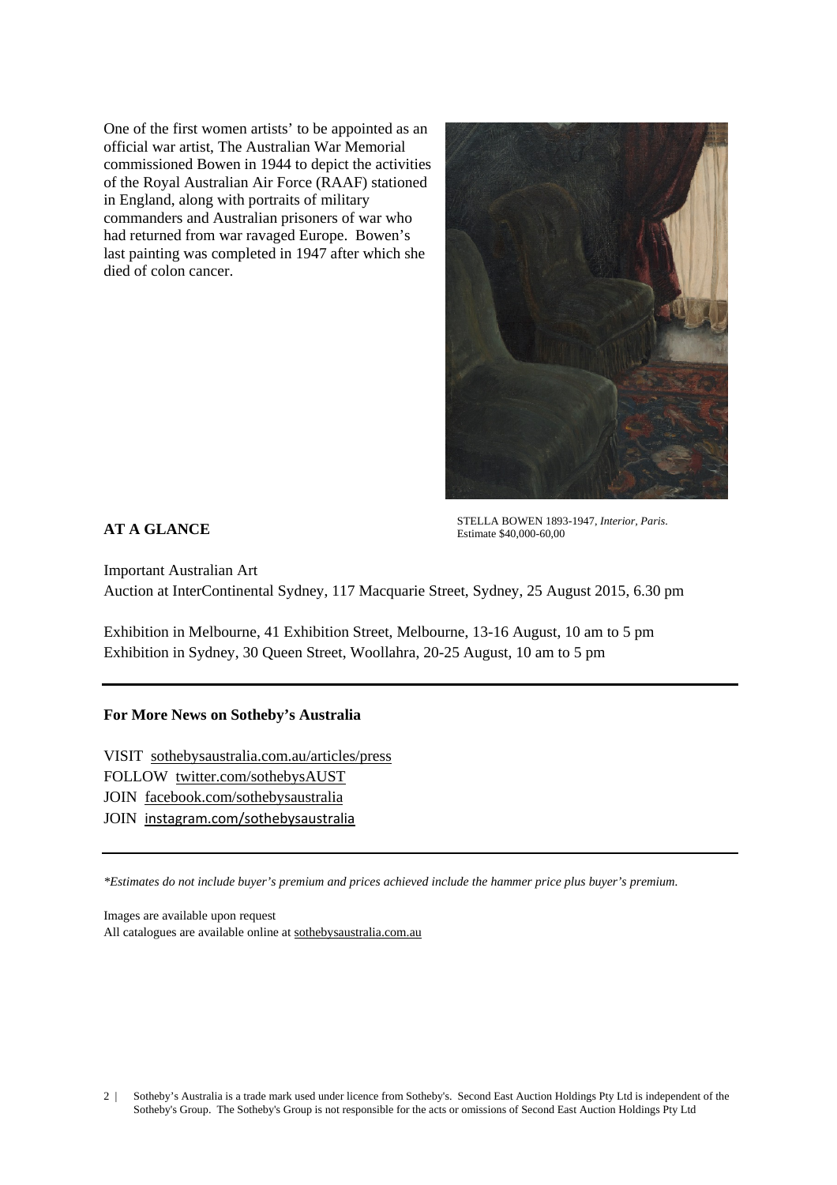One of the first women artists' to be appointed as an official war artist, The Australian War Memorial commissioned Bowen in 1944 to depict the activities of the Royal Australian Air Force (RAAF) stationed in England, along with portraits of military commanders and Australian prisoners of war who had returned from war ravaged Europe. Bowen's last painting was completed in 1947 after which she died of colon cancer.

STELLA BOWEN 1893-1947, *Interior, Paris*. Estimate $40,000-60,00

**AT A GLANCE**

Important Australian Art
Auction at InterContinental Sydney, 117 Macquarie Street, Sydney, 25 August 2015, 6.30 pm

Exhibition in Melbourne, 41 Exhibition Street, Melbourne, 13-16 August, 10 am to 5 pm
Exhibition in Sydney, 30 Queen Street, Woollahra, 20-25 August, 10 am to 5 pm

---

**For More News on Sotheby's Australia**

VISIT sothebysaustralia.com.au/articles/press
FOLLOW twitter.com/sothebysAUST
JOIN facebook.com/sothebysaustralia
JOIN instagram.com/sothebysaustralia

---

*\*Estimates do not include buyer's premium and prices achieved include the hammer price plus buyer's premium.*

Images are available upon request
All catalogues are available online at sothebysaustralia.com.au

Sotheby's Australia is a trade mark used under licence from Sotheby's. Second East Auction Holdings Pty Ltd is independent of the Sotheby's Group. The Sotheby's Group is not responsible for the acts or omissions of Second East Auction Holdings Pty Ltd